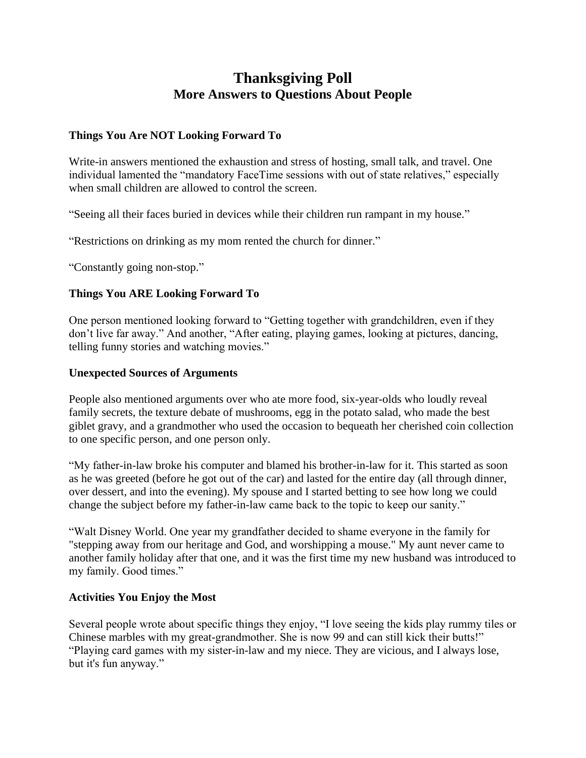# Thanksgiving Poll
## More Answers to Questions About People

### Things You Are NOT Looking Forward To

Write-in answers mentioned the exhaustion and stress of hosting, small talk, and travel. One individual lamented the "mandatory FaceTime sessions with out of state relatives," especially when small children are allowed to control the screen.

"Seeing all their faces buried in devices while their children run rampant in my house."

"Restrictions on drinking as my mom rented the church for dinner."

"Constantly going non-stop."

### Things You ARE Looking Forward To

One person mentioned looking forward to "Getting together with grandchildren, even if they don't live far away." And another, "After eating, playing games, looking at pictures, dancing, telling funny stories and watching movies."

### Unexpected Sources of Arguments

People also mentioned arguments over who ate more food, six-year-olds who loudly reveal family secrets, the texture debate of mushrooms, egg in the potato salad, who made the best giblet gravy, and a grandmother who used the occasion to bequeath her cherished coin collection to one specific person, and one person only.

"My father-in-law broke his computer and blamed his brother-in-law for it. This started as soon as he was greeted (before he got out of the car) and lasted for the entire day (all through dinner, over dessert, and into the evening). My spouse and I started betting to see how long we could change the subject before my father-in-law came back to the topic to keep our sanity."

"Walt Disney World. One year my grandfather decided to shame everyone in the family for "stepping away from our heritage and God, and worshipping a mouse." My aunt never came to another family holiday after that one, and it was the first time my new husband was introduced to my family. Good times."

### Activities You Enjoy the Most

Several people wrote about specific things they enjoy, "I love seeing the kids play rummy tiles or Chinese marbles with my great-grandmother. She is now 99 and can still kick their butts!" "Playing card games with my sister-in-law and my niece. They are vicious, and I always lose, but it's fun anyway."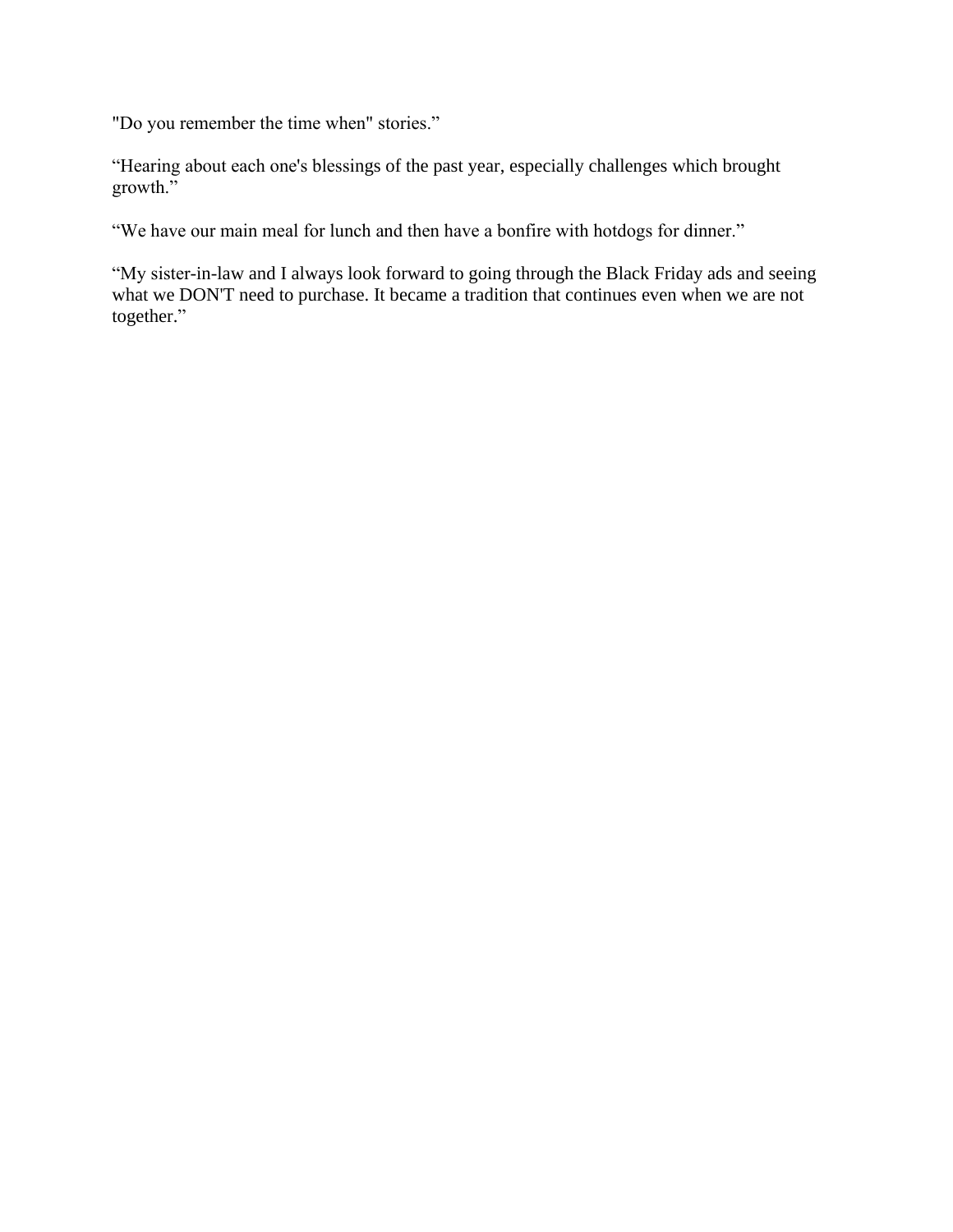"Do you remember the time when" stories."

"Hearing about each one's blessings of the past year, especially challenges which brought growth."

"We have our main meal for lunch and then have a bonfire with hotdogs for dinner."

"My sister-in-law and I always look forward to going through the Black Friday ads and seeing what we DON'T need to purchase. It became a tradition that continues even when we are not together."